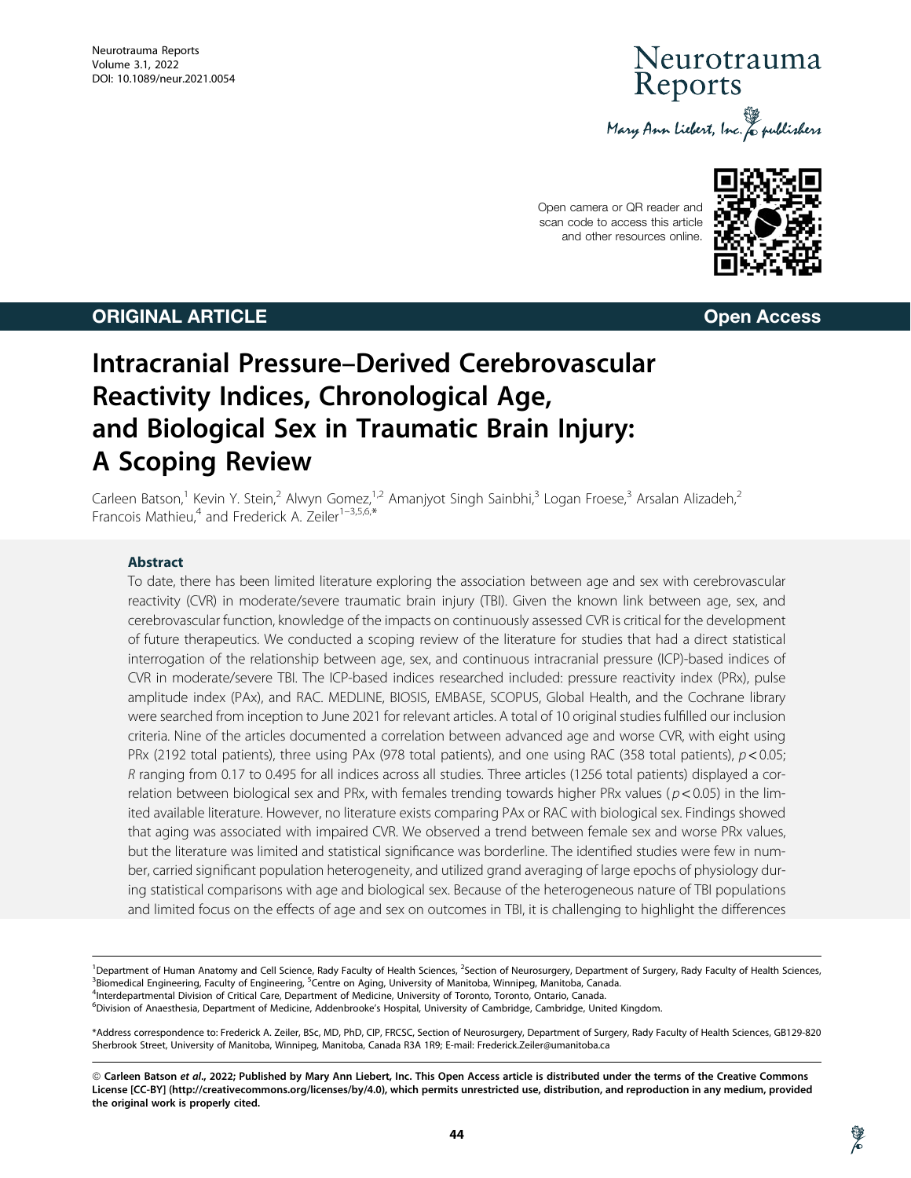# Intracranial Pressure–Derived Cerebrovascular Reactivity Indices, Chronological Age, and Biological Sex in Traumatic Brain Injury: A Scoping Review

Carleen Batson,[1] Kevin Y. Stein,[2] Alwyn Gomez,[1,2] Amanjyot Singh Sainbhi,[3] Logan Froese,[3] Arsalan Alizadeh,[2] Francois Mathieu,[4] and Frederick A. Zeiler[1–3,5,6,*]

## Abstract

To date, there has been limited literature exploring the association between age and sex with cerebrovascular reactivity (CVR) in moderate/severe traumatic brain injury (TBI). Given the known link between age, sex, and cerebrovascular function, knowledge of the impacts on continuously assessed CVR is critical for the development of future therapeutics. We conducted a scoping review of the literature for studies that had a direct statistical interrogation of the relationship between age, sex, and continuous intracranial pressure (ICP)-based indices of CVR in moderate/severe TBI. The ICP-based indices researched included: pressure reactivity index (PRx), pulse amplitude index (PAx), and RAC. MEDLINE, BIOSIS, EMBASE, SCOPUS, Global Health, and the Cochrane library were searched from inception to June 2021 for relevant articles. A total of 10 original studies fulfilled our inclusion criteria. Nine of the articles documented a correlation between advanced age and worse CVR, with eight using PRx (2192 total patients), three using PAx (978 total patients), and one using RAC (358 total patients), $p < 0.05$; $R$ ranging from 0.17 to 0.495 for all indices across all studies. Three articles (1256 total patients) displayed a correlation between biological sex and PRx, with females trending towards higher PRx values ($p < 0.05$) in the limited available literature. However, no literature exists comparing PAx or RAC with biological sex. Findings showed that aging was associated with impaired CVR. We observed a trend between female sex and worse PRx values, but the literature was limited and statistical significance was borderline. The identified studies were few in number, carried significant population heterogeneity, and utilized grand averaging of large epochs of physiology during statistical comparisons with age and biological sex. Because of the heterogeneous nature of TBI populations and limited focus on the effects of age and sex on outcomes in TBI, it is challenging to highlight the differences

---

[1]Department of Human Anatomy and Cell Science, Rady Faculty of Health Sciences, [2]Section of Neurosurgery, Department of Surgery, Rady Faculty of Health Sciences, [3]Biomedical Engineering, Faculty of Engineering, [5]Centre on Aging, University of Manitoba, Winnipeg, Manitoba, Canada.
[4]Interdepartmental Division of Critical Care, Department of Medicine, University of Toronto, Toronto, Ontario, Canada.
[6]Division of Anaesthesia, Department of Medicine, Addenbrooke's Hospital, University of Cambridge, Cambridge, United Kingdom.

*Address correspondence to: Frederick A. Zeiler, BSc, MD, PhD, CIP, FRCSC, Section of Neurosurgery, Department of Surgery, Rady Faculty of Health Sciences, GB129-820 Sherbrook Street, University of Manitoba, Winnipeg, Manitoba, Canada R3A 1R9; E-mail: Frederick.Zeiler@umanitoba.ca

**© Carleen Batson *et al*., 2022; Published by Mary Ann Liebert, Inc. This Open Access article is distributed under the terms of the Creative Commons License [CC-BY] (http://creativecommons.org/licenses/by/4.0), which permits unrestricted use, distribution, and reproduction in any medium, provided the original work is properly cited.**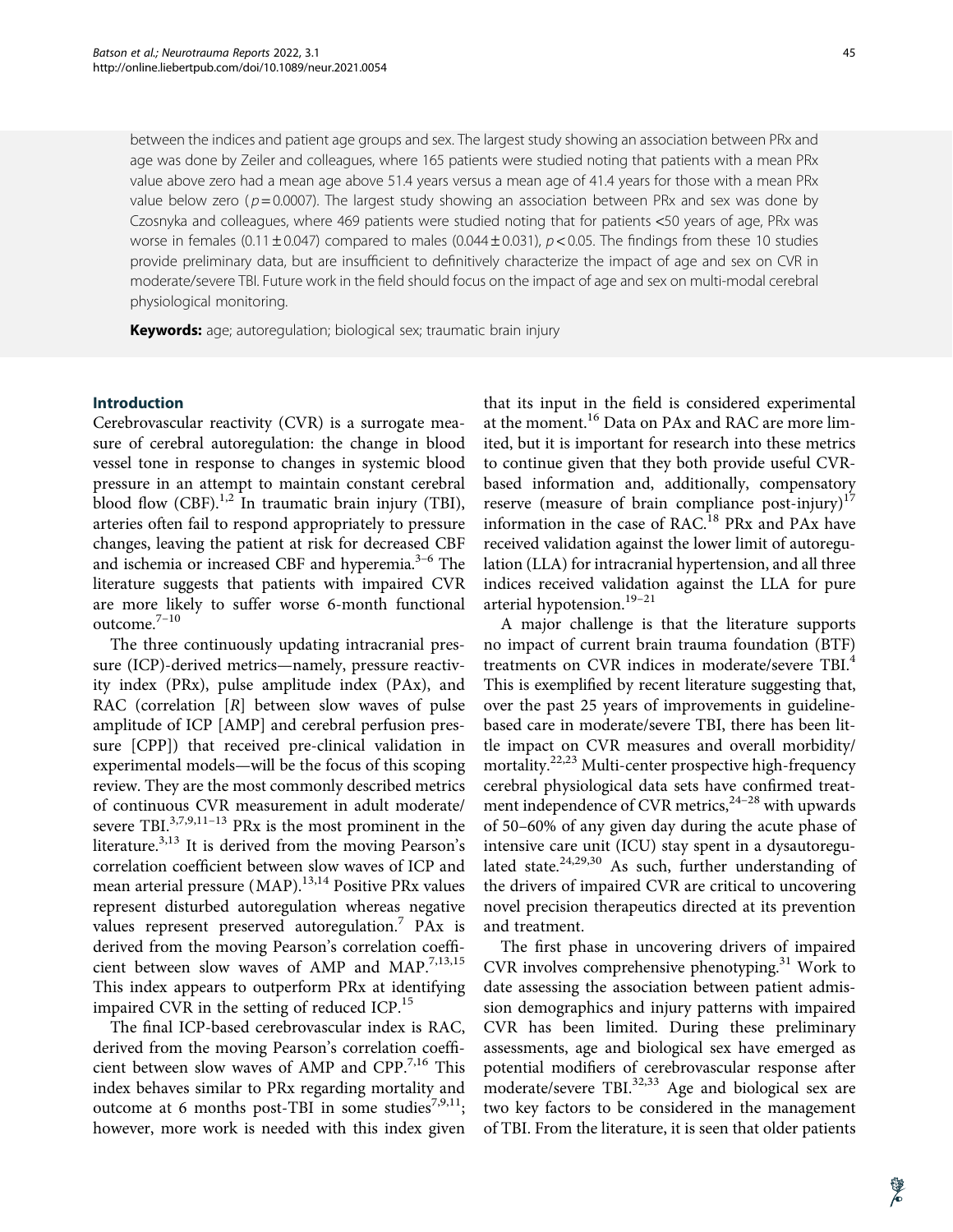between the indices and patient age groups and sex. The largest study showing an association between PRx and age was done by Zeiler and colleagues, where 165 patients were studied noting that patients with a mean PRx value above zero had a mean age above 51.4 years versus a mean age of 41.4 years for those with a mean PRx value below zero ($p = 0.0007$). The largest study showing an association between PRx and sex was done by Czosnyka and colleagues, where 469 patients were studied noting that for patients <50 years of age, PRx was worse in females ($0.11 \pm 0.047$) compared to males ($0.044 \pm 0.031$), $p < 0.05$. The findings from these 10 studies provide preliminary data, but are insufficient to definitively characterize the impact of age and sex on CVR in moderate/severe TBI. Future work in the field should focus on the impact of age and sex on multi-modal cerebral physiological monitoring.

**Keywords:** age; autoregulation; biological sex; traumatic brain injury

## Introduction

Cerebrovascular reactivity (CVR) is a surrogate measure of cerebral autoregulation: the change in blood vessel tone in response to changes in systemic blood pressure in an attempt to maintain constant cerebral blood flow (CBF).[1,2] In traumatic brain injury (TBI), arteries often fail to respond appropriately to pressure changes, leaving the patient at risk for decreased CBF and ischemia or increased CBF and hyperemia.[3–6] The literature suggests that patients with impaired CVR are more likely to suffer worse 6-month functional outcome.[7–10]

The three continuously updating intracranial pressure (ICP)-derived metrics—namely, pressure reactivity index (PRx), pulse amplitude index (PAx), and RAC (correlation [R] between slow waves of pulse amplitude of ICP [AMP] and cerebral perfusion pressure [CPP]) that received pre-clinical validation in experimental models—will be the focus of this scoping review. They are the most commonly described metrics of continuous CVR measurement in adult moderate/severe TBI.[3,7,9,11–13] PRx is the most prominent in the literature.[3,13] It is derived from the moving Pearson's correlation coefficient between slow waves of ICP and mean arterial pressure (MAP).[13,14] Positive PRx values represent disturbed autoregulation whereas negative values represent preserved autoregulation.[7] PAx is derived from the moving Pearson's correlation coefficient between slow waves of AMP and MAP.[7,13,15] This index appears to outperform PRx at identifying impaired CVR in the setting of reduced ICP.[15]

The final ICP-based cerebrovascular index is RAC, derived from the moving Pearson's correlation coefficient between slow waves of AMP and CPP.[7,16] This index behaves similar to PRx regarding mortality and outcome at 6 months post-TBI in some studies[7,9,11]; however, more work is needed with this index given that its input in the field is considered experimental at the moment.[16] Data on PAx and RAC are more limited, but it is important for research into these metrics to continue given that they both provide useful CVR-based information and, additionally, compensatory reserve (measure of brain compliance post-injury)[17] information in the case of RAC.[18] PRx and PAx have received validation against the lower limit of autoregulation (LLA) for intracranial hypertension, and all three indices received validation against the LLA for pure arterial hypotension.[19–21]

A major challenge is that the literature supports no impact of current brain trauma foundation (BTF) treatments on CVR indices in moderate/severe TBI.[4] This is exemplified by recent literature suggesting that, over the past 25 years of improvements in guideline-based care in moderate/severe TBI, there has been little impact on CVR measures and overall morbidity/mortality.[22,23] Multi-center prospective high-frequency cerebral physiological data sets have confirmed treatment independence of CVR metrics,[24–28] with upwards of 50–60% of any given day during the acute phase of intensive care unit (ICU) stay spent in a dysautoregulated state.[24,29,30] As such, further understanding of the drivers of impaired CVR are critical to uncovering novel precision therapeutics directed at its prevention and treatment.

The first phase in uncovering drivers of impaired CVR involves comprehensive phenotyping.[31] Work to date assessing the association between patient admission demographics and injury patterns with impaired CVR has been limited. During these preliminary assessments, age and biological sex have emerged as potential modifiers of cerebrovascular response after moderate/severe TBI.[32,33] Age and biological sex are two key factors to be considered in the management of TBI. From the literature, it is seen that older patients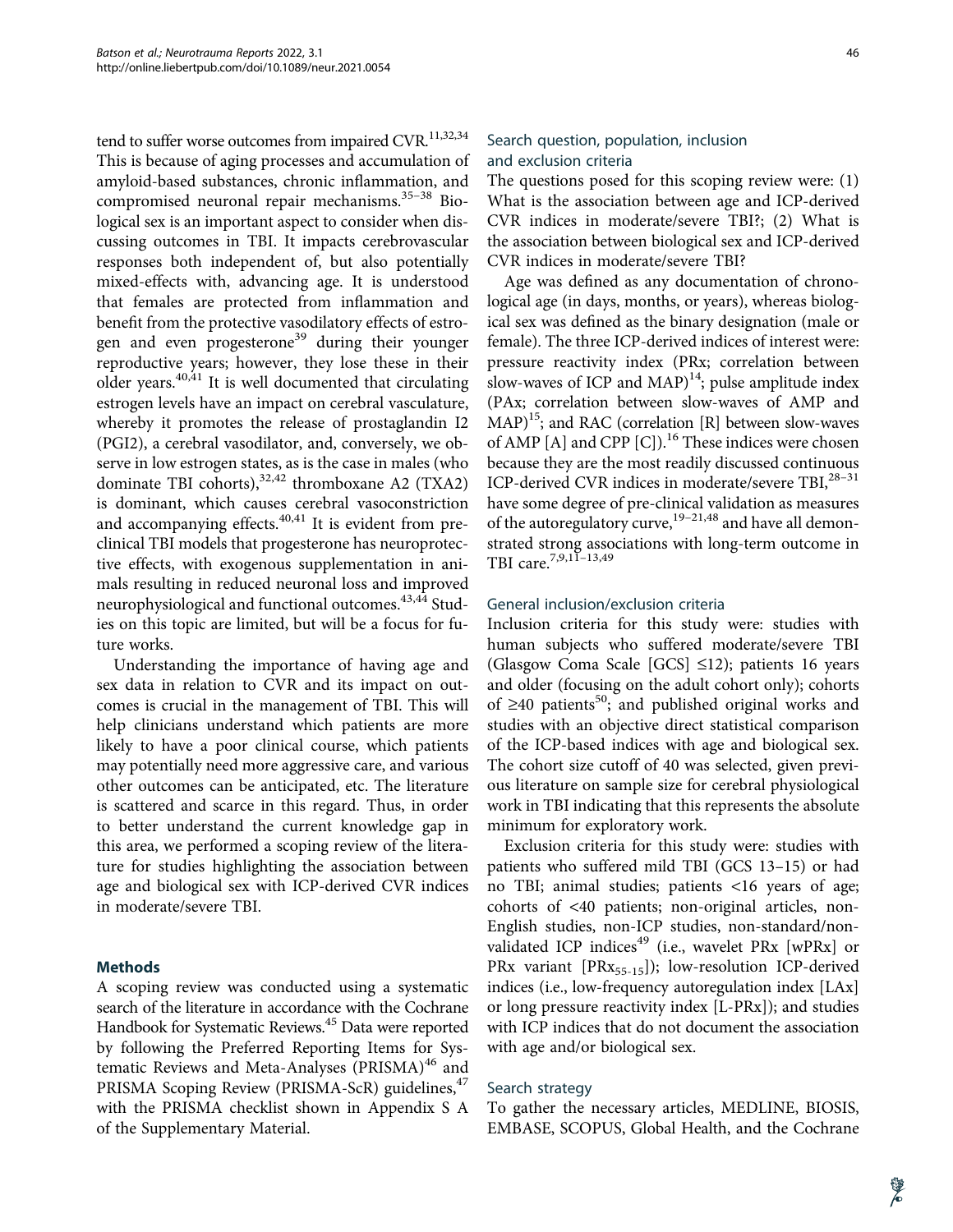tend to suffer worse outcomes from impaired CVR.[11,32,34] This is because of aging processes and accumulation of amyloid-based substances, chronic inflammation, and compromised neuronal repair mechanisms.[35–38] Biological sex is an important aspect to consider when discussing outcomes in TBI. It impacts cerebrovascular responses both independent of, but also potentially mixed-effects with, advancing age. It is understood that females are protected from inflammation and benefit from the protective vasodilatory effects of estrogen and even progesterone[39] during their younger reproductive years; however, they lose these in their older years.[40,41] It is well documented that circulating estrogen levels have an impact on cerebral vasculature, whereby it promotes the release of prostaglandin I2 (PGI2), a cerebral vasodilator, and, conversely, we observe in low estrogen states, as is the case in males (who dominate TBI cohorts),[32,42] thromboxane A2 (TXA2) is dominant, which causes cerebral vasoconstriction and accompanying effects.[40,41] It is evident from preclinical TBI models that progesterone has neuroprotective effects, with exogenous supplementation in animals resulting in reduced neuronal loss and improved neurophysiological and functional outcomes.[43,44] Studies on this topic are limited, but will be a focus for future works.

Understanding the importance of having age and sex data in relation to CVR and its impact on outcomes is crucial in the management of TBI. This will help clinicians understand which patients are more likely to have a poor clinical course, which patients may potentially need more aggressive care, and various other outcomes can be anticipated, etc. The literature is scattered and scarce in this regard. Thus, in order to better understand the current knowledge gap in this area, we performed a scoping review of the literature for studies highlighting the association between age and biological sex with ICP-derived CVR indices in moderate/severe TBI.

## Methods

A scoping review was conducted using a systematic search of the literature in accordance with the Cochrane Handbook for Systematic Reviews.[45] Data were reported by following the Preferred Reporting Items for Systematic Reviews and Meta-Analyses (PRISMA)[46] and PRISMA Scoping Review (PRISMA-ScR) guidelines,[47] with the PRISMA checklist shown in Appendix S A of the Supplementary Material.

### Search question, population, inclusion and exclusion criteria

The questions posed for this scoping review were: (1) What is the association between age and ICP-derived CVR indices in moderate/severe TBI?; (2) What is the association between biological sex and ICP-derived CVR indices in moderate/severe TBI?

Age was defined as any documentation of chronological age (in days, months, or years), whereas biological sex was defined as the binary designation (male or female). The three ICP-derived indices of interest were: pressure reactivity index (PRx; correlation between slow-waves of ICP and MAP)[14]; pulse amplitude index (PAx; correlation between slow-waves of AMP and MAP)[15]; and RAC (correlation [R] between slow-waves of AMP [A] and CPP [C]).[16] These indices were chosen because they are the most readily discussed continuous ICP-derived CVR indices in moderate/severe TBI,[28–31] have some degree of pre-clinical validation as measures of the autoregulatory curve,[19–21,48] and have all demonstrated strong associations with long-term outcome in TBI care.[7,9,11–13,49]

### General inclusion/exclusion criteria

Inclusion criteria for this study were: studies with human subjects who suffered moderate/severe TBI (Glasgow Coma Scale [GCS] ≤12); patients 16 years and older (focusing on the adult cohort only); cohorts of ≥40 patients[50]; and published original works and studies with an objective direct statistical comparison of the ICP-based indices with age and biological sex. The cohort size cutoff of 40 was selected, given previous literature on sample size for cerebral physiological work in TBI indicating that this represents the absolute minimum for exploratory work.

Exclusion criteria for this study were: studies with patients who suffered mild TBI (GCS 13–15) or had no TBI; animal studies; patients <16 years of age; cohorts of <40 patients; non-original articles, non-English studies, non-ICP studies, non-standard/non-validated ICP indices[49] (i.e., wavelet PRx [wPRx] or PRx variant [$PRx_{55-15}$]); low-resolution ICP-derived indices (i.e., low-frequency autoregulation index [LAx] or long pressure reactivity index [L-PRx]); and studies with ICP indices that do not document the association with age and/or biological sex.

### Search strategy

To gather the necessary articles, MEDLINE, BIOSIS, EMBASE, SCOPUS, Global Health, and the Cochrane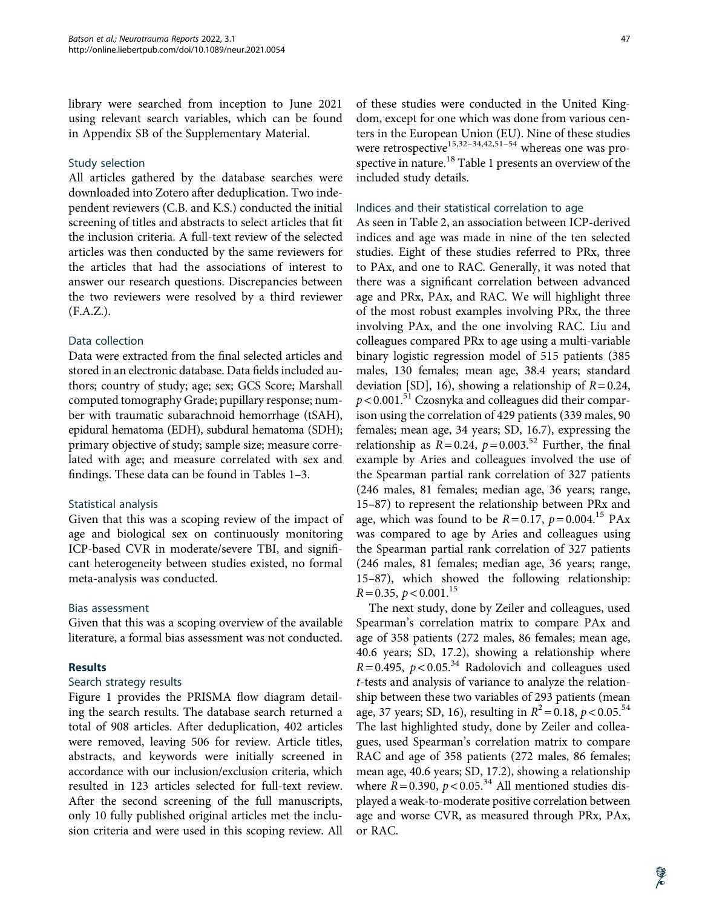library were searched from inception to June 2021 using relevant search variables, which can be found in Appendix SB of the Supplementary Material.

### Study selection

All articles gathered by the database searches were downloaded into Zotero after deduplication. Two independent reviewers (C.B. and K.S.) conducted the initial screening of titles and abstracts to select articles that fit the inclusion criteria. A full-text review of the selected articles was then conducted by the same reviewers for the articles that had the associations of interest to answer our research questions. Discrepancies between the two reviewers were resolved by a third reviewer (F.A.Z.).

### Data collection

Data were extracted from the final selected articles and stored in an electronic database. Data fields included authors; country of study; age; sex; GCS Score; Marshall computed tomography Grade; pupillary response; number with traumatic subarachnoid hemorrhage (tSAH), epidural hematoma (EDH), subdural hematoma (SDH); primary objective of study; sample size; measure correlated with age; and measure correlated with sex and findings. These data can be found in Tables 1–3.

### Statistical analysis

Given that this was a scoping review of the impact of age and biological sex on continuously monitoring ICP-based CVR in moderate/severe TBI, and significant heterogeneity between studies existed, no formal meta-analysis was conducted.

### Bias assessment

Given that this was a scoping overview of the available literature, a formal bias assessment was not conducted.

## Results

### Search strategy results

Figure 1 provides the PRISMA flow diagram detailing the search results. The database search returned a total of 908 articles. After deduplication, 402 articles were removed, leaving 506 for review. Article titles, abstracts, and keywords were initially screened in accordance with our inclusion/exclusion criteria, which resulted in 123 articles selected for full-text review. After the second screening of the full manuscripts, only 10 fully published original articles met the inclusion criteria and were used in this scoping review. All of these studies were conducted in the United Kingdom, except for one which was done from various centers in the European Union (EU). Nine of these studies were retrospective[15,32–34,42,51–54] whereas one was prospective in nature.[18] Table 1 presents an overview of the included study details.

### Indices and their statistical correlation to age

As seen in Table 2, an association between ICP-derived indices and age was made in nine of the ten selected studies. Eight of these studies referred to PRx, three to PAx, and one to RAC. Generally, it was noted that there was a significant correlation between advanced age and PRx, PAx, and RAC. We will highlight three of the most robust examples involving PRx, the three involving PAx, and the one involving RAC. Liu and colleagues compared PRx to age using a multi-variable binary logistic regression model of 515 patients (385 males, 130 females; mean age, 38.4 years; standard deviation [SD], 16), showing a relationship of $R = 0.24$, $p < 0.001$.[51] Czosnyka and colleagues did their comparison using the correlation of 429 patients (339 males, 90 females; mean age, 34 years; SD, 16.7), expressing the relationship as $R = 0.24$, $p = 0.003$.[52] Further, the final example by Aries and colleagues involved the use of the Spearman partial rank correlation of 327 patients (246 males, 81 females; median age, 36 years; range, 15–87) to represent the relationship between PRx and age, which was found to be $R = 0.17$, $p = 0.004$.[15] PAx was compared to age by Aries and colleagues using the Spearman partial rank correlation of 327 patients (246 males, 81 females; median age, 36 years; range, 15–87), which showed the following relationship: $R = 0.35$, $p < 0.001$.[15]

The next study, done by Zeiler and colleagues, used Spearman's correlation matrix to compare PAx and age of 358 patients (272 males, 86 females; mean age, 40.6 years; SD, 17.2), showing a relationship where $R = 0.495$, $p < 0.05$.[34] Radolovich and colleagues used *t*-tests and analysis of variance to analyze the relationship between these two variables of 293 patients (mean age, 37 years; SD, 16), resulting in $R^2 = 0.18$, $p < 0.05$.[54] The last highlighted study, done by Zeiler and colleagues, used Spearman's correlation matrix to compare RAC and age of 358 patients (272 males, 86 females; mean age, 40.6 years; SD, 17.2), showing a relationship where $R = 0.390$, $p < 0.05$.[34] All mentioned studies displayed a weak-to-moderate positive correlation between age and worse CVR, as measured through PRx, PAx, or RAC.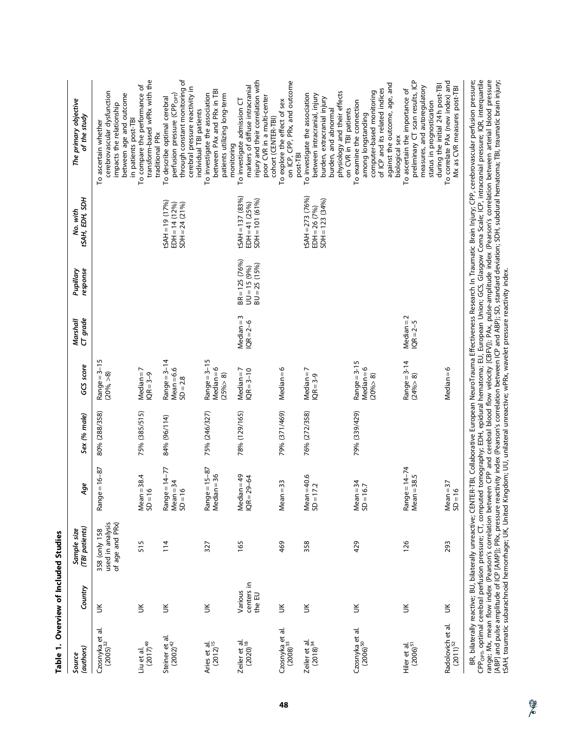**Table 1. Overview of Included Studies**

| Source (authors) | Country | Sample size (TBI patients) | Age | Sex (% male) | GCS score | Marshall CT grade | Pupillary response | No. with tSAH, EDH, SDH | The primary objective of the study |
|---|---|---|---|---|---|---|---|---|---|
| Czosnyka et al. (2005)[32] | UK | 358 (only 158 used in analysis of age and PRx) | Range = 16–87 | 80% (288/358) | Range = 3–15 (20%, >8) | | | | To ascertain whether cerebrovascular dysfunction impacts the relationship between age and outcome in patients post-TBI |
| Liu et al. (2017)[49] | UK | 515 | Mean = 38.4 SD = 16 | 75% (385/515) | Median = 7 IQR = 3–9 | | | | To compare the performance of transform-based wPRx with the traditional PRx |
| Steiner et al. (2002)[42] | UK | 114 | Range = 14–77 Mean = 34 SD = 16 | 84% (96/114) | Range = 3–14 Mean = 6.6 SD = 2.8 | | | tSAH = 19 (17%) EDH = 14 (12%) SDH = 24 (21%) | To describe optimal cerebral perfusion pressure ($CPP_{OPT}$) through constant monitoring of cerebral pressure reactivity in individual TBI patients |
| Aries et al. (2012)[15] | UK | 327 | Range = 15–87 Median = 36 | 75% (246/327) | Range = 3–15 Median = 6 (25%> 8) | | | | To investigate the association between PAx and PRx in TBI patients utilizing long-term monitoring |
| Zeiler et al. (2020)[18] | Various centers in the EU | 165 | Median = 49 IQR = 29–64 | 78% (129/165) | Median = 7 IQR = 3–10 | Median = 3 IQR = 2–6 | BR = 125 (76%) UU = 15 (9%) BU = 25 (15%) | tSAH = 137 (83%) EDH = 41 (25%) SDH = 101 (61%) | To investigate admission CT markers of diffuse intracranial injury and their correlation with poor CVR in a multi-center cohort (CENTER-TBI) |
| Czosnyka et al. (2008)[33] | UK | 469 | Mean = 33 | 79% (371/469) | Median = 6 | | | | To explore the effect of sex on ICP, CPP, PRx, and outcome post-TBI |
| Zeiler et al. (2018)[34] | UK | 358 | Mean = 40.6 SD = 17.2 | 76% (272/358) | Median = 7 IQR = 3–9 | | | tSAH = 273 (76%) EDH = 26 (7%) SDH = 123 (34%) | To investigate the association between intracranial injury burden, extracranial injury burden, and abnormal physiology and their effects on CVR in TBI patients |
| Czosnyka et al. (2006)[50] | UK | 429 | Mean = 34 SD = 16.7 | 79% (339/429) | Range = 3–15 Median = 6 (20%> 8) | | | | To examine the connection among longstanding computer-based monitoring of ICP and its related indices against the outcome, age, and biological sex |
| Hiler et al. (2006)[51] | UK | 126 | Range = 14–74 Mean = 38.5 | | Range = 3–14 (24%> 8) | Median = 2 IQR = 2–5 | | | To ascertain the importance of preliminary CT scan results, ICP measures, and autoregulatory status in prognostication during the initial 24 h post-TBI |
| Radolovich et al. (2011)[52] | UK | 293 | Mean = 37 SD = 16 | | Median = 6 | | | | To correlate PAx (new index) and Mx as CVR measures post-TBI |

BR, bilaterally reactive; BU, bilaterally unreactive; CENTER-TBI, Collaborative European NeuroTrauma Effectiveness Research In Traumatic Brain Injury; CPP, cerebrovascular perfusion pressure; $CPP_{OPT}$, optimal cerebral perfusion pressure; CT, computed tomography; EDH, epidural hematoma; EU, European Union; GCS, Glasgow Coma Scale; ICP, intracranial pressure; IQR, interquartile range; Mx, mean flow index (Pearson's correlation between CPP and cerebral blood flow velocity [CBFV]); PAx, pulse-amplitude index (Pearson's correlation between arterial blood pressure [ABP] and pulse amplitude of ICP [AMP]); PRx, pressure reactivity index (Pearson's correlation between ICP and ABP); SD, standard deviation; SDH, subdural hematoma; TBI, traumatic brain injury; tSAH, traumatic subarachnoid hemorrhage; UK, United Kingdom; UU, unilateral unreactive; wPRx, wavelet pressure reactivity index.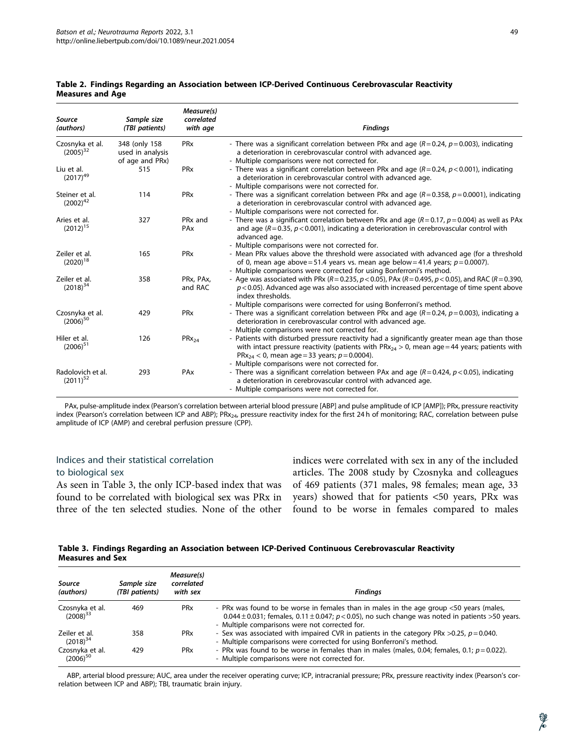**Table 2. Findings Regarding an Association between ICP-Derived Continuous Cerebrovascular Reactivity Measures and Age**

| *Source (authors)* | *Sample size (TBI patients)* | *Measure(s) correlated with age* | *Findings* |
|---|---|---|---|
| Czosnyka et al. (2005)[32] | 348 (only 158 used in analysis of age and PRx) | PRx | - There was a significant correlation between PRx and age ($R=0.24$, $p=0.003$), indicating a deterioration in cerebrovascular control with advanced age. - Multiple comparisons were not corrected for. |
| Liu et al. (2017)[49] | 515 | PRx | - There was a significant correlation between PRx and age ($R=0.24$, $p<0.001$), indicating a deterioration in cerebrovascular control with advanced age. - Multiple comparisons were not corrected for. |
| Steiner et al. (2002)[42] | 114 | PRx | - There was a significant correlation between PRx and age ($R=0.358$, $p=0.0001$), indicating a deterioration in cerebrovascular control with advanced age. - Multiple comparisons were not corrected for. |
| Aries et al. (2012)[15] | 327 | PRx and PAx | - There was a significant correlation between PRx and age ($R=0.17$, $p=0.004$) as well as PAx and age ($R=0.35$, $p<0.001$), indicating a deterioration in cerebrovascular control with advanced age. - Multiple comparisons were not corrected for. |
| Zeiler et al. (2020)[18] | 165 | PRx | - Mean PRx values above the threshold were associated with advanced age (for a threshold of 0, mean age above = 51.4 years vs. mean age below = 41.4 years; $p=0.0007$). - Multiple comparisons were corrected for using Bonferroni's method. |
| Zeiler et al. (2018)[34] | 358 | PRx, PAx, and RAC | - Age was associated with PRx ($R=0.235$, $p<0.05$), PAx ($R=0.495$, $p<0.05$), and RAC ($R=0.390$, $p<0.05$). Advanced age was also associated with increased percentage of time spent above index thresholds. - Multiple comparisons were corrected for using Bonferroni's method. |
| Czosnyka et al. (2006)[50] | 429 | PRx | - There was a significant correlation between PRx and age ($R=0.24$, $p=0.003$), indicating a deterioration in cerebrovascular control with advanced age. - Multiple comparisons were not corrected for. |
| Hiler et al. (2006)[51] | 126 | $PRx_{24}$ | - Patients with disturbed pressure reactivity had a significantly greater mean age than those with intact pressure reactivity (patients with $PRx_{24}>0$, mean age = 44 years; patients with $PRx_{24}<0$, mean age = 33 years; $p=0.0004$). - Multiple comparisons were not corrected for. |
| Radolovich et al. (2011)[52] | 293 | PAx | - There was a significant correlation between PAx and age ($R=0.424$, $p<0.05$), indicating a deterioration in cerebrovascular control with advanced age. - Multiple comparisons were not corrected for. |

PAx, pulse-amplitude index (Pearson's correlation between arterial blood pressure [ABP] and pulse amplitude of ICP [AMP]); PRx, pressure reactivity index (Pearson's correlation between ICP and ABP); $PRx_{24}$, pressure reactivity index for the first 24 h of monitoring; RAC, correlation between pulse amplitude of ICP (AMP) and cerebral perfusion pressure (CPP).

## Indices and their statistical correlation to biological sex

As seen in Table 3, the only ICP-based index that was found to be correlated with biological sex was PRx in three of the ten selected studies. None of the other indices were correlated with sex in any of the included articles. The 2008 study by Czosnyka and colleagues of 469 patients (371 males, 98 females; mean age, 33 years) showed that for patients <50 years, PRx was found to be worse in females compared to males

**Table 3. Findings Regarding an Association between ICP-Derived Continuous Cerebrovascular Reactivity Measures and Sex**

| *Source (authors)* | *Sample size (TBI patients)* | *Measure(s) correlated with sex* | *Findings* |
|---|---|---|---|
| Czosnyka et al. (2008)[33] | 469 | PRx | - PRx was found to be worse in females than in males in the age group <50 years (males, $0.044\pm0.031$; females, $0.11\pm0.047$; $p<0.05$), no such change was noted in patients >50 years. - Multiple comparisons were not corrected for. |
| Zeiler et al. (2018)[34] | 358 | PRx | - Sex was associated with impaired CVR in patients in the category PRx >0.25, $p=0.040$. - Multiple comparisons were corrected for using Bonferroni's method. |
| Czosnyka et al. (2006)[50] | 429 | PRx | - PRx was found to be worse in females than in males (males, 0.04; females, 0.1; $p=0.022$). - Multiple comparisons were not corrected for. |

ABP, arterial blood pressure; AUC, area under the receiver operating curve; ICP, intracranial pressure; PRx, pressure reactivity index (Pearson's correlation between ICP and ABP); TBI, traumatic brain injury.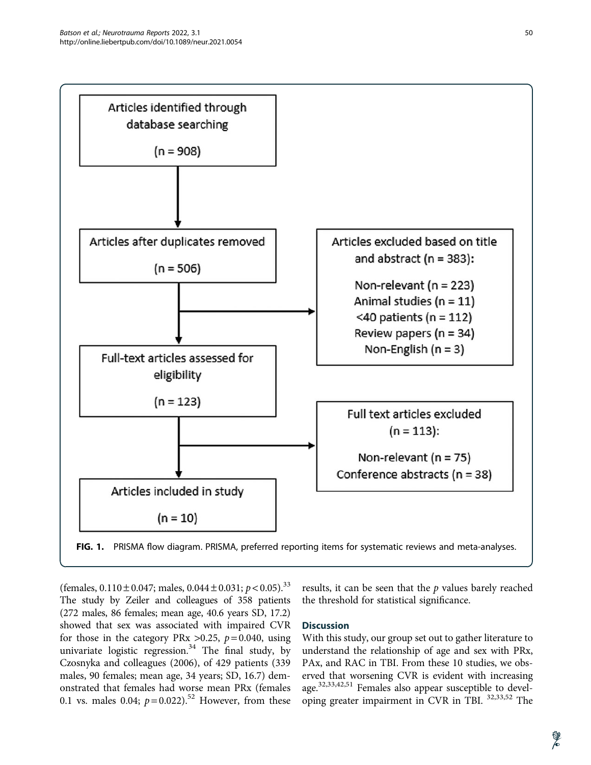Articles identified through database searching (n = 908)

Articles after duplicates removed (n = 506)

Articles excluded based on title and abstract (n = 383):

- Non-relevant (n = 223)
- Animal studies (n = 11)
- <40 patients (n = 112)
- Review papers (n = 34)
- Non-English (n = 3)

Full-text articles assessed for eligibility (n = 123)

Full text articles excluded (n = 113):

- Non-relevant (n = 75)
- Conference abstracts (n = 38)

Articles included in study (n = 10)

**FIG. 1.** PRISMA flow diagram. PRISMA, preferred reporting items for systematic reviews and meta-analyses.

(females, $0.110 \pm 0.047$; males, $0.044 \pm 0.031$; $p < 0.05$).[33] The study by Zeiler and colleagues of 358 patients (272 males, 86 females; mean age, 40.6 years SD, 17.2) showed that sex was associated with impaired CVR for those in the category PRx >0.25, $p = 0.040$, using univariate logistic regression.[34] The final study, by Czosnyka and colleagues (2006), of 429 patients (339 males, 90 females; mean age, 34 years; SD, 16.7) demonstrated that females had worse mean PRx (females 0.1 vs. males 0.04; $p = 0.022$).[52] However, from these results, it can be seen that the $p$ values barely reached the threshold for statistical significance.

## Discussion

With this study, our group set out to gather literature to understand the relationship of age and sex with PRx, PAx, and RAC in TBI. From these 10 studies, we observed that worsening CVR is evident with increasing age.[32,33,42,51] Females also appear susceptible to developing greater impairment in CVR in TBI. [32,33,52] The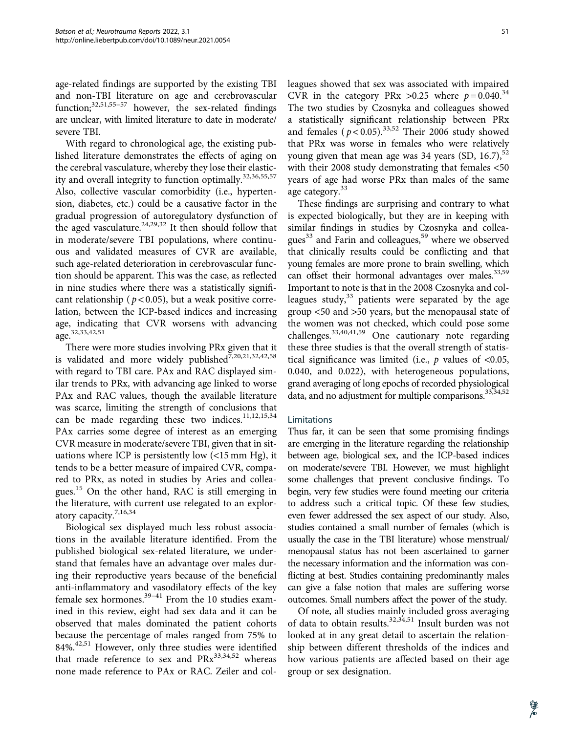age-related findings are supported by the existing TBI and non-TBI literature on age and cerebrovascular function;[32,51,55–57] however, the sex-related findings are unclear, with limited literature to date in moderate/severe TBI.

With regard to chronological age, the existing published literature demonstrates the effects of aging on the cerebral vasculature, whereby they lose their elasticity and overall integrity to function optimally.[32,36,55,57] Also, collective vascular comorbidity (i.e., hypertension, diabetes, etc.) could be a causative factor in the gradual progression of autoregulatory dysfunction of the aged vasculature.[24,29,32] It then should follow that in moderate/severe TBI populations, where continuous and validated measures of CVR are available, such age-related deterioration in cerebrovascular function should be apparent. This was the case, as reflected in nine studies where there was a statistically significant relationship ($p < 0.05$), but a weak positive correlation, between the ICP-based indices and increasing age, indicating that CVR worsens with advancing age.[32,33,42,51]

There were more studies involving PRx given that it is validated and more widely published[7,20,21,32,42,58] with regard to TBI care. PAx and RAC displayed similar trends to PRx, with advancing age linked to worse PAx and RAC values, though the available literature was scarce, limiting the strength of conclusions that can be made regarding these two indices.[11,12,15,34] PAx carries some degree of interest as an emerging CVR measure in moderate/severe TBI, given that in situations where ICP is persistently low (<15 mm Hg), it tends to be a better measure of impaired CVR, compared to PRx, as noted in studies by Aries and colleagues.[15] On the other hand, RAC is still emerging in the literature, with current use relegated to an exploratory capacity.[7,16,34]

Biological sex displayed much less robust associations in the available literature identified. From the published biological sex-related literature, we understand that females have an advantage over males during their reproductive years because of the beneficial anti-inflammatory and vasodilatory effects of the key female sex hormones.[39–41] From the 10 studies examined in this review, eight had sex data and it can be observed that males dominated the patient cohorts because the percentage of males ranged from 75% to 84%.[42,51] However, only three studies were identified that made reference to sex and PRx[33,34,52] whereas none made reference to PAx or RAC. Zeiler and colleagues showed that sex was associated with impaired CVR in the category PRx >0.25 where $p = 0.040$.[34] The two studies by Czosnyka and colleagues showed a statistically significant relationship between PRx and females ($p < 0.05$).[33,52] Their 2006 study showed that PRx was worse in females who were relatively young given that mean age was 34 years (SD, 16.7),[52] with their 2008 study demonstrating that females <50 years of age had worse PRx than males of the same age category.[33]

These findings are surprising and contrary to what is expected biologically, but they are in keeping with similar findings in studies by Czosnyka and colleagues[33] and Farin and colleagues,[59] where we observed that clinically results could be conflicting and that young females are more prone to brain swelling, which can offset their hormonal advantages over males.[33,59] Important to note is that in the 2008 Czosnyka and colleagues study,[33] patients were separated by the age group <50 and >50 years, but the menopausal state of the women was not checked, which could pose some challenges.[33,40,41,59] One cautionary note regarding these three studies is that the overall strength of statistical significance was limited (i.e., $p$ values of <0.05, 0.040, and 0.022), with heterogeneous populations, grand averaging of long epochs of recorded physiological data, and no adjustment for multiple comparisons.[33,34,52]

## Limitations

Thus far, it can be seen that some promising findings are emerging in the literature regarding the relationship between age, biological sex, and the ICP-based indices on moderate/severe TBI. However, we must highlight some challenges that prevent conclusive findings. To begin, very few studies were found meeting our criteria to address such a critical topic. Of these few studies, even fewer addressed the sex aspect of our study. Also, studies contained a small number of females (which is usually the case in the TBI literature) whose menstrual/menopausal status has not been ascertained to garner the necessary information and the information was conflicting at best. Studies containing predominantly males can give a false notion that males are suffering worse outcomes. Small numbers affect the power of the study.

Of note, all studies mainly included gross averaging of data to obtain results.[32,34,51] Insult burden was not looked at in any great detail to ascertain the relationship between different thresholds of the indices and how various patients are affected based on their age group or sex designation.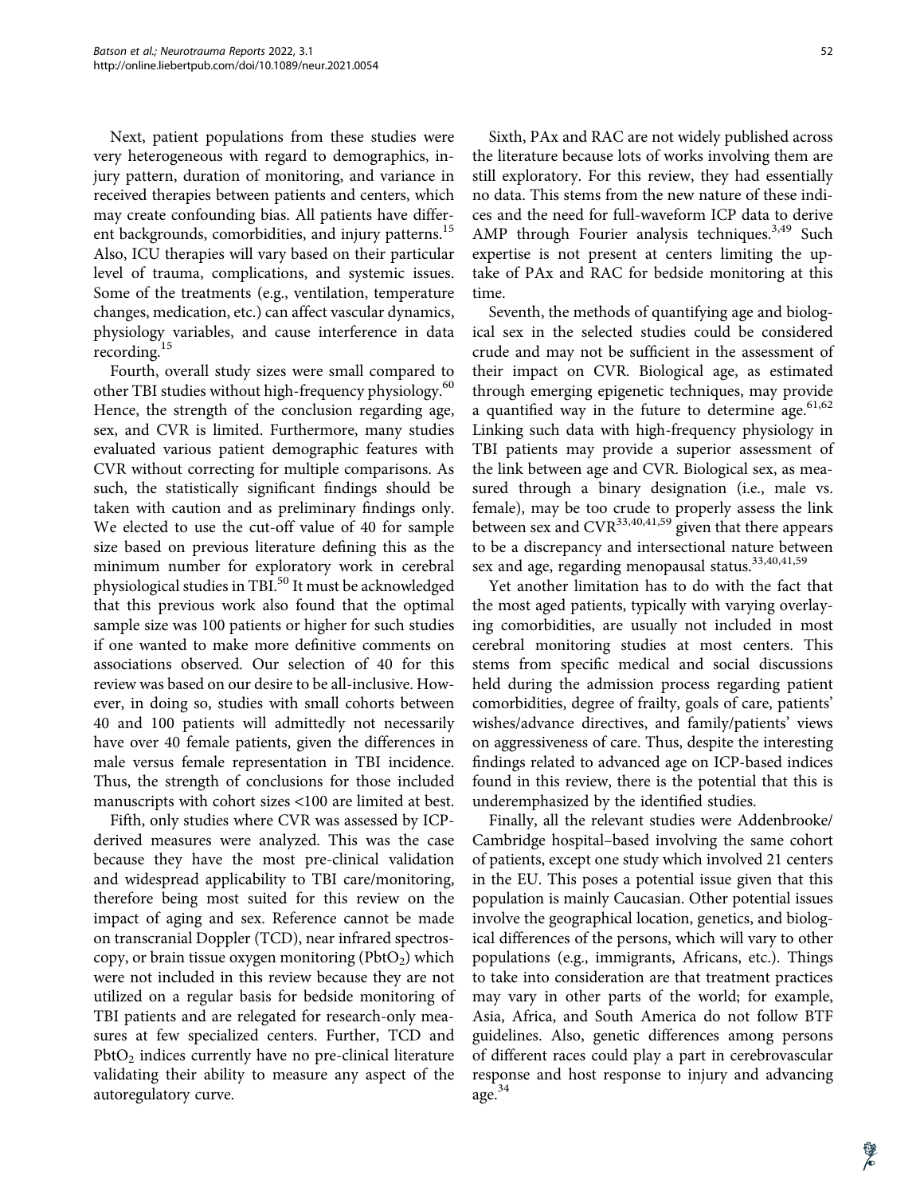Next, patient populations from these studies were very heterogeneous with regard to demographics, injury pattern, duration of monitoring, and variance in received therapies between patients and centers, which may create confounding bias. All patients have different backgrounds, comorbidities, and injury patterns.[15] Also, ICU therapies will vary based on their particular level of trauma, complications, and systemic issues. Some of the treatments (e.g., ventilation, temperature changes, medication, etc.) can affect vascular dynamics, physiology variables, and cause interference in data recording.[15]

Fourth, overall study sizes were small compared to other TBI studies without high-frequency physiology.[60] Hence, the strength of the conclusion regarding age, sex, and CVR is limited. Furthermore, many studies evaluated various patient demographic features with CVR without correcting for multiple comparisons. As such, the statistically significant findings should be taken with caution and as preliminary findings only. We elected to use the cut-off value of 40 for sample size based on previous literature defining this as the minimum number for exploratory work in cerebral physiological studies in TBI.[50] It must be acknowledged that this previous work also found that the optimal sample size was 100 patients or higher for such studies if one wanted to make more definitive comments on associations observed. Our selection of 40 for this review was based on our desire to be all-inclusive. However, in doing so, studies with small cohorts between 40 and 100 patients will admittedly not necessarily have over 40 female patients, given the differences in male versus female representation in TBI incidence. Thus, the strength of conclusions for those included manuscripts with cohort sizes <100 are limited at best.

Fifth, only studies where CVR was assessed by ICP-derived measures were analyzed. This was the case because they have the most pre-clinical validation and widespread applicability to TBI care/monitoring, therefore being most suited for this review on the impact of aging and sex. Reference cannot be made on transcranial Doppler (TCD), near infrared spectroscopy, or brain tissue oxygen monitoring ($PbtO_2$) which were not included in this review because they are not utilized on a regular basis for bedside monitoring of TBI patients and are relegated for research-only measures at few specialized centers. Further, TCD and $PbtO_2$ indices currently have no pre-clinical literature validating their ability to measure any aspect of the autoregulatory curve.

Sixth, PAx and RAC are not widely published across the literature because lots of works involving them are still exploratory. For this review, they had essentially no data. This stems from the new nature of these indices and the need for full-waveform ICP data to derive AMP through Fourier analysis techniques.[3,49] Such expertise is not present at centers limiting the uptake of PAx and RAC for bedside monitoring at this time.

Seventh, the methods of quantifying age and biological sex in the selected studies could be considered crude and may not be sufficient in the assessment of their impact on CVR. Biological age, as estimated through emerging epigenetic techniques, may provide a quantified way in the future to determine age.[61,62] Linking such data with high-frequency physiology in TBI patients may provide a superior assessment of the link between age and CVR. Biological sex, as measured through a binary designation (i.e., male vs. female), may be too crude to properly assess the link between sex and CVR[33,40,41,59] given that there appears to be a discrepancy and intersectional nature between sex and age, regarding menopausal status.[33,40,41,59]

Yet another limitation has to do with the fact that the most aged patients, typically with varying overlaying comorbidities, are usually not included in most cerebral monitoring studies at most centers. This stems from specific medical and social discussions held during the admission process regarding patient comorbidities, degree of frailty, goals of care, patients' wishes/advance directives, and family/patients' views on aggressiveness of care. Thus, despite the interesting findings related to advanced age on ICP-based indices found in this review, there is the potential that this is underemphasized by the identified studies.

Finally, all the relevant studies were Addenbrooke/Cambridge hospital–based involving the same cohort of patients, except one study which involved 21 centers in the EU. This poses a potential issue given that this population is mainly Caucasian. Other potential issues involve the geographical location, genetics, and biological differences of the persons, which will vary to other populations (e.g., immigrants, Africans, etc.). Things to take into consideration are that treatment practices may vary in other parts of the world; for example, Asia, Africa, and South America do not follow BTF guidelines. Also, genetic differences among persons of different races could play a part in cerebrovascular response and host response to injury and advancing age.[34]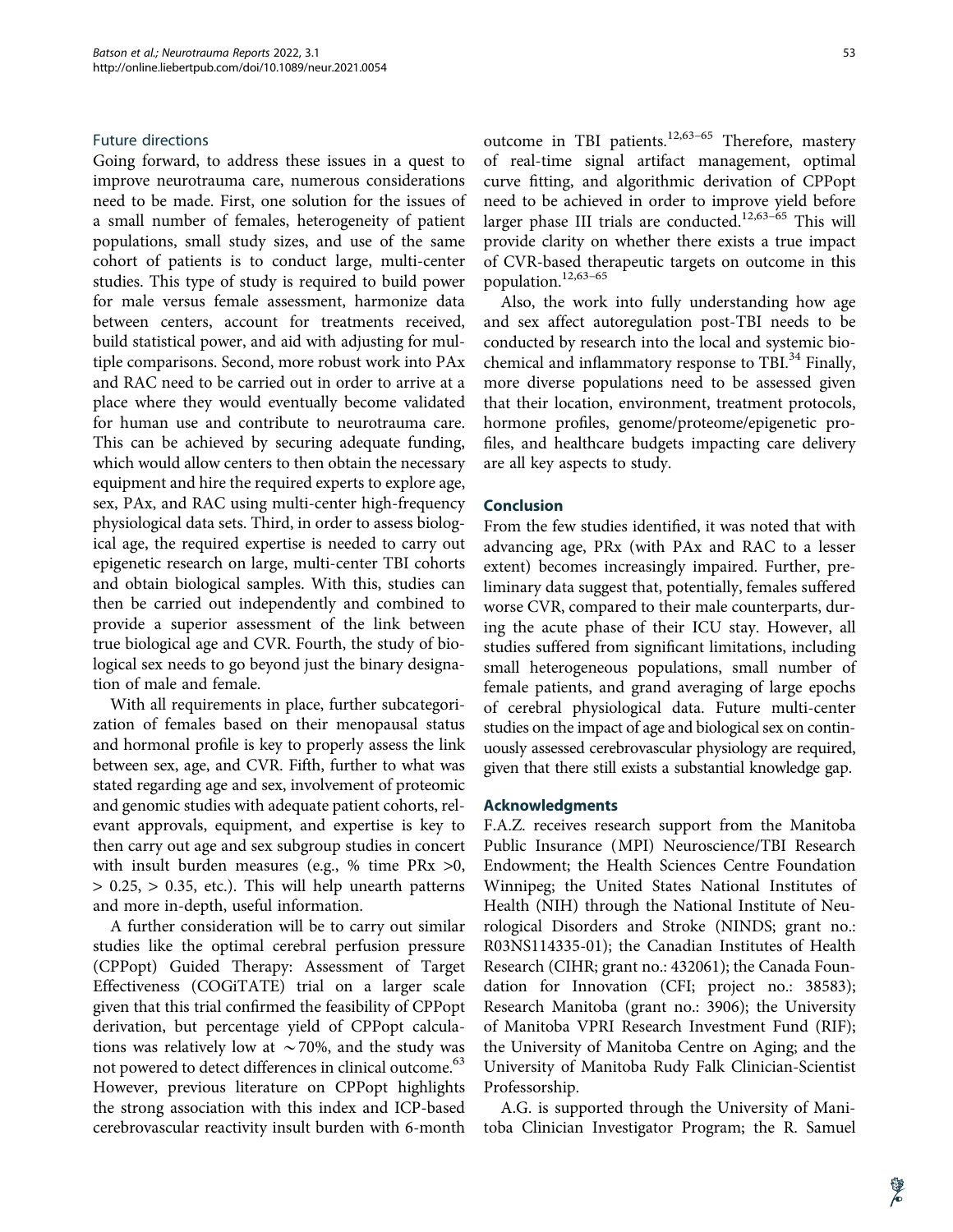### Future directions

Going forward, to address these issues in a quest to improve neurotrauma care, numerous considerations need to be made. First, one solution for the issues of a small number of females, heterogeneity of patient populations, small study sizes, and use of the same cohort of patients is to conduct large, multi-center studies. This type of study is required to build power for male versus female assessment, harmonize data between centers, account for treatments received, build statistical power, and aid with adjusting for multiple comparisons. Second, more robust work into PAx and RAC need to be carried out in order to arrive at a place where they would eventually become validated for human use and contribute to neurotrauma care. This can be achieved by securing adequate funding, which would allow centers to then obtain the necessary equipment and hire the required experts to explore age, sex, PAx, and RAC using multi-center high-frequency physiological data sets. Third, in order to assess biological age, the required expertise is needed to carry out epigenetic research on large, multi-center TBI cohorts and obtain biological samples. With this, studies can then be carried out independently and combined to provide a superior assessment of the link between true biological age and CVR. Fourth, the study of biological sex needs to go beyond just the binary designation of male and female.

With all requirements in place, further subcategorization of females based on their menopausal status and hormonal profile is key to properly assess the link between sex, age, and CVR. Fifth, further to what was stated regarding age and sex, involvement of proteomic and genomic studies with adequate patient cohorts, relevant approvals, equipment, and expertise is key to then carry out age and sex subgroup studies in concert with insult burden measures (e.g., % time PRx $>0$, $> 0.25$, $> 0.35$, etc.). This will help unearth patterns and more in-depth, useful information.

A further consideration will be to carry out similar studies like the optimal cerebral perfusion pressure (CPPopt) Guided Therapy: Assessment of Target Effectiveness (COGiTATE) trial on a larger scale given that this trial confirmed the feasibility of CPPopt derivation, but percentage yield of CPPopt calculations was relatively low at $\sim$70%, and the study was not powered to detect differences in clinical outcome.[63] However, previous literature on CPPopt highlights the strong association with this index and ICP-based cerebrovascular reactivity insult burden with 6-month outcome in TBI patients.[12,63–65] Therefore, mastery of real-time signal artifact management, optimal curve fitting, and algorithmic derivation of CPPopt need to be achieved in order to improve yield before larger phase III trials are conducted.[12,63–65] This will provide clarity on whether there exists a true impact of CVR-based therapeutic targets on outcome in this population.[12,63–65]

Also, the work into fully understanding how age and sex affect autoregulation post-TBI needs to be conducted by research into the local and systemic biochemical and inflammatory response to TBI.[34] Finally, more diverse populations need to be assessed given that their location, environment, treatment protocols, hormone profiles, genome/proteome/epigenetic profiles, and healthcare budgets impacting care delivery are all key aspects to study.

## Conclusion

From the few studies identified, it was noted that with advancing age, PRx (with PAx and RAC to a lesser extent) becomes increasingly impaired. Further, preliminary data suggest that, potentially, females suffered worse CVR, compared to their male counterparts, during the acute phase of their ICU stay. However, all studies suffered from significant limitations, including small heterogeneous populations, small number of female patients, and grand averaging of large epochs of cerebral physiological data. Future multi-center studies on the impact of age and biological sex on continuously assessed cerebrovascular physiology are required, given that there still exists a substantial knowledge gap.

## Acknowledgments

F.A.Z. receives research support from the Manitoba Public Insurance (MPI) Neuroscience/TBI Research Endowment; the Health Sciences Centre Foundation Winnipeg; the United States National Institutes of Health (NIH) through the National Institute of Neurological Disorders and Stroke (NINDS; grant no.: R03NS114335-01); the Canadian Institutes of Health Research (CIHR; grant no.: 432061); the Canada Foundation for Innovation (CFI; project no.: 38583); Research Manitoba (grant no.: 3906); the University of Manitoba VPRI Research Investment Fund (RIF); the University of Manitoba Centre on Aging; and the University of Manitoba Rudy Falk Clinician-Scientist Professorship.

A.G. is supported through the University of Manitoba Clinician Investigator Program; the R. Samuel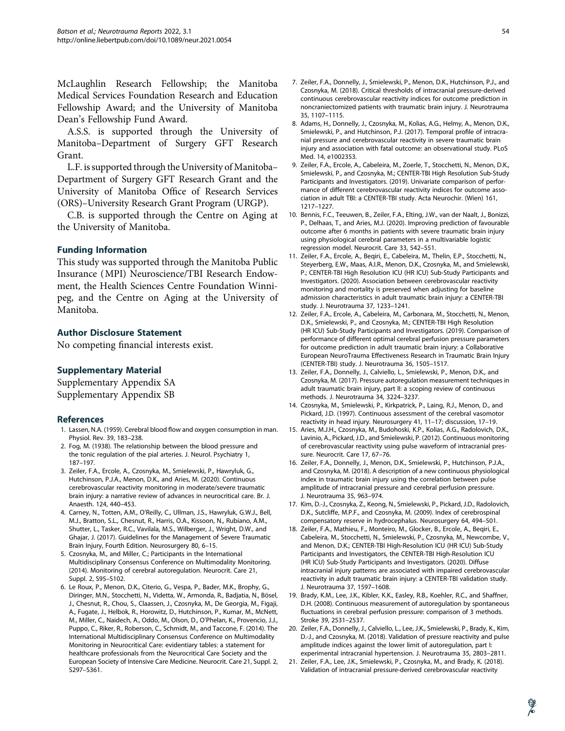McLaughlin Research Fellowship; the Manitoba Medical Services Foundation Research and Education Fellowship Award; and the University of Manitoba Dean's Fellowship Fund Award.

A.S.S. is supported through the University of Manitoba–Department of Surgery GFT Research Grant.

L.F. is supported through the University of Manitoba–Department of Surgery GFT Research Grant and the University of Manitoba Office of Research Services (ORS)–University Research Grant Program (URGP).

C.B. is supported through the Centre on Aging at the University of Manitoba.

## Funding Information

This study was supported through the Manitoba Public Insurance (MPI) Neuroscience/TBI Research Endowment, the Health Sciences Centre Foundation Winnipeg, and the Centre on Aging at the University of Manitoba.

## Author Disclosure Statement

No competing financial interests exist.

## Supplementary Material

Supplementary Appendix SA
Supplementary Appendix SB

## References

1. Lassen, N.A. (1959). Cerebral blood flow and oxygen consumption in man. Physiol. Rev. 39, 183–238.
2. Fog, M. (1938). The relationship between the blood pressure and the tonic regulation of the pial arteries. J. Neurol. Psychiatry 1, 187–197.
3. Zeiler, F.A., Ercole, A., Czosnyka, M., Smielewski, P., Hawryluk, G., Hutchinson, P.J.A., Menon, D.K., and Aries, M. (2020). Continuous cerebrovascular reactivity monitoring in moderate/severe traumatic brain injury: a narrative review of advances in neurocritical care. Br. J. Anaesth. 124, 440–453.
4. Carney, N., Totten, A.M., O'Reilly, C., Ullman, J.S., Hawryluk, G.W.J., Bell, M.J., Bratton, S.L., Chesnut, R., Harris, O.A., Kissoon, N., Rubiano, A.M., Shutter, L., Tasker, R.C., Vavilala, M.S., Wilberger, J., Wright, D.W., and Ghajar, J. (2017). Guidelines for the Management of Severe Traumatic Brain Injury, Fourth Edition. Neurosurgery 80, 6–15.
5. Czosnyka, M., and Miller, C.; Participants in the International Multidisciplinary Consensus Conference on Multimodality Monitoring. (2014). Monitoring of cerebral autoregulation. Neurocrit. Care 21, Suppl. 2, S95–S102.
6. Le Roux, P., Menon, D.K., Citerio, G., Vespa, P., Bader, M.K., Brophy, G., Diringer, M.N., Stocchetti, N., Videtta, W., Armonda, R., Badjatia, N., Bösel, J., Chesnut, R., Chou, S., Claassen, J., Czosnyka, M., De Georgia, M., Figaji, A., Fugate, J., Helbok, R., Horowitz, D., Hutchinson, P., Kumar, M., McNett, M., Miller, C., Naidech, A., Oddo, M., Olson, D., O'Phelan, K., Provencio, J.J., Puppo, C., Riker, R., Roberson, C., Schmidt, M., and Taccone, F. (2014). The International Multidisciplinary Consensus Conference on Multimodality Monitoring in Neurocritical Care: evidentiary tables: a statement for healthcare professionals from the Neurocritical Care Society and the European Society of Intensive Care Medicine. Neurocrit. Care 21, Suppl. 2, S297–S361.
7. Zeiler, F.A., Donnelly, J., Smielewski, P., Menon, D.K., Hutchinson, P.J., and Czosnyka, M. (2018). Critical thresholds of intracranial pressure-derived continuous cerebrovascular reactivity indices for outcome prediction in noncraniectomized patients with traumatic brain injury. J. Neurotrauma 35, 1107–1115.
8. Adams, H., Donnelly, J., Czosnyka, M., Kolias, A.G., Helmy, A., Menon, D.K., Smielewski, P., and Hutchinson, P.J. (2017). Temporal profile of intracranial pressure and cerebrovascular reactivity in severe traumatic brain injury and association with fatal outcome: an observational study. PLoS Med. 14, e1002353.
9. Zeiler, F.A., Ercole, A., Cabeleira, M., Zoerle, T., Stocchetti, N., Menon, D.K., Smielewski, P., and Czosnyka, M.; CENTER-TBI High Resolution Sub-Study Participants and Investigators. (2019). Univariate comparison of performance of different cerebrovascular reactivity indices for outcome association in adult TBI: a CENTER-TBI study. Acta Neurochir. (Wien) 161, 1217–1227.
10. Bennis, F.C., Teeuwen, B., Zeiler, F.A., Elting, J.W., van der Naalt, J., Bonizzi, P., Delhaas, T., and Aries, M.J. (2020). Improving prediction of favourable outcome after 6 months in patients with severe traumatic brain injury using physiological cerebral parameters in a multivariable logistic regression model. Neurocrit. Care 33, 542–551.
11. Zeiler, F.A., Ercole, A., Beqiri, E., Cabeleira, M., Thelin, E.P., Stocchetti, N., Steyerberg, E.W., Maas, A.I.R., Menon, D.K., Czosnyka, M., and Smielewski, P.; CENTER-TBI High Resolution ICU (HR ICU) Sub-Study Participants and Investigators. (2020). Association between cerebrovascular reactivity monitoring and mortality is preserved when adjusting for baseline admission characteristics in adult traumatic brain injury: a CENTER-TBI study. J. Neurotrauma 37, 1233–1241.
12. Zeiler, F.A., Ercole, A., Cabeleira, M., Carbonara, M., Stocchetti, N., Menon, D.K., Smielewski, P., and Czosnyka, M.; CENTER-TBI High Resolution (HR ICU) Sub-Study Participants and Investigators. (2019). Comparison of performance of different optimal cerebral perfusion pressure parameters for outcome prediction in adult traumatic brain injury: a Collaborative European NeuroTrauma Effectiveness Research in Traumatic Brain Injury (CENTER-TBI) study. J. Neurotrauma 36, 1505–1517.
13. Zeiler, F.A., Donnelly, J., Calviello, L., Smielewski, P., Menon, D.K., and Czosnyka, M. (2017). Pressure autoregulation measurement techniques in adult traumatic brain injury, part II: a scoping review of continuous methods. J. Neurotrauma 34, 3224–3237.
14. Czosnyka, M., Smielewski, P., Kirkpatrick, P., Laing, R.J., Menon, D., and Pickard, J.D. (1997). Continuous assessment of the cerebral vasomotor reactivity in head injury. Neurosurgery 41, 11–17; discussion, 17–19.
15. Aries, M.J.H., Czosnyka, M., Budohoski, K.P., Kolias, A.G., Radolovich, D.K., Lavinio, A., Pickard, J.D., and Smielewski, P. (2012). Continuous monitoring of cerebrovascular reactivity using pulse waveform of intracranial pressure. Neurocrit. Care 17, 67–76.
16. Zeiler, F.A., Donnelly, J., Menon, D.K., Smielewski, P., Hutchinson, P.J.A., and Czosnyka, M. (2018). A description of a new continuous physiological index in traumatic brain injury using the correlation between pulse amplitude of intracranial pressure and cerebral perfusion pressure. J. Neurotrauma 35, 963–974.
17. Kim, D.-J., Czosnyka, Z., Keong, N., Smielewski, P., Pickard, J.D., Radolovich, D.K., Sutcliffe, M.P.F., and Czosnyka, M. (2009). Index of cerebrospinal compensatory reserve in hydrocephalus. Neurosurgery 64, 494–501.
18. Zeiler, F.A., Mathieu, F., Monteiro, M., Glocker, B., Ercole, A., Beqiri, E., Cabeleira, M., Stocchetti, N., Smielewski, P., Czosnyka, M., Newcombe, V., and Menon, D.K.; CENTER-TBI High-Resolution ICU (HR ICU) Sub-Study Participants and Investigators, the CENTER-TBI High-Resolution ICU (HR ICU) Sub-Study Participants and Investigators. (2020). Diffuse intracranial injury patterns are associated with impaired cerebrovascular reactivity in adult traumatic brain injury: a CENTER-TBI validation study. J. Neurotrauma 37, 1597–1608.
19. Brady, K.M., Lee, J.K., Kibler, K.K., Easley, R.B., Koehler, R.C., and Shaffner, D.H. (2008). Continuous measurement of autoregulation by spontaneous fluctuations in cerebral perfusion pressure: comparison of 3 methods. Stroke 39, 2531–2537.
20. Zeiler, F.A., Donnelly, J., Calviello, L., Lee, J.K., Smielewski, P., Brady, K., Kim, D.-J., and Czosnyka, M. (2018). Validation of pressure reactivity and pulse amplitude indices against the lower limit of autoregulation, part I: experimental intracranial hypertension. J. Neurotrauma 35, 2803–2811.
21. Zeiler, F.A., Lee, J.K., Smielewski, P., Czosnyka, M., and Brady, K. (2018). Validation of intracranial pressure-derived cerebrovascular reactivity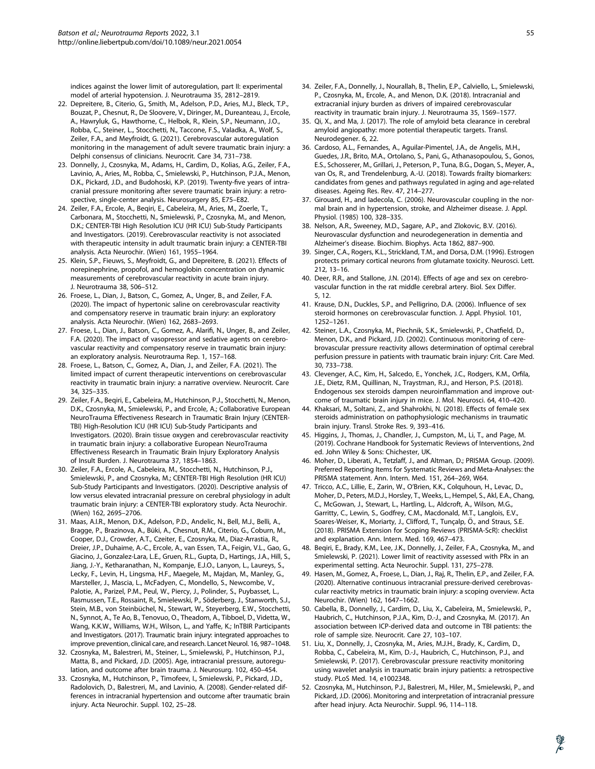indices against the lower limit of autoregulation, part II: experimental model of arterial hypotension. J. Neurotrauma 35, 2812–2819.

22. Depreitere, B., Citerio, G., Smith, M., Adelson, P.D., Aries, M.J., Bleck, T.P., Bouzat, P., Chesnut, R., De Sloovere, V., Diringer, M., Dureanteau, J., Ercole, A., Hawryluk, G., Hawthorne, C., Helbok, R., Klein, S.P., Neumann, J.O., Robba, C., Steiner, L., Stocchetti, N., Taccone, F.S., Valadka, A., Wolf, S., Zeiler, F.A., and Meyfroidt, G. (2021). Cerebrovascular autoregulation monitoring in the management of adult severe traumatic brain injury: a Delphi consensus of clinicians. Neurocrit. Care 34, 731–738.
23. Donnelly, J., Czosnyka, M., Adams, H., Cardim, D., Kolias, A.G., Zeiler, F.A., Lavinio, A., Aries, M., Robba, C., Smielewski, P., Hutchinson, P.J.A., Menon, D.K., Pickard, J.D., and Budohoski, K.P. (2019). Twenty-five years of intracranial pressure monitoring after severe traumatic brain injury: a retrospective, single-center analysis. Neurosurgery 85, E75–E82.
24. Zeiler, F.A., Ercole, A., Beqiri, E., Cabeleira, M., Aries, M., Zoerle, T., Carbonara, M., Stocchetti, N., Smielewski, P., Czosnyka, M., and Menon, D.K.; CENTER-TBI High Resolution ICU (HR ICU) Sub-Study Participants and Investigators. (2019). Cerebrovascular reactivity is not associated with therapeutic intensity in adult traumatic brain injury: a CENTER-TBI analysis. Acta Neurochir. (Wien) 161, 1955–1964.
25. Klein, S.P., Fieuws, S., Meyfroidt, G., and Depreitere, B. (2021). Effects of norepinephrine, propofol, and hemoglobin concentration on dynamic measurements of cerebrovascular reactivity in acute brain injury. J. Neurotrauma 38, 506–512.
26. Froese, L., Dian, J., Batson, C., Gomez, A., Unger, B., and Zeiler, F.A. (2020). The impact of hypertonic saline on cerebrovascular reactivity and compensatory reserve in traumatic brain injury: an exploratory analysis. Acta Neurochir. (Wien) 162, 2683–2693.
27. Froese, L., Dian, J., Batson, C., Gomez, A., Alarifi, N., Unger, B., and Zeiler, F.A. (2020). The impact of vasopressor and sedative agents on cerebrovascular reactivity and compensatory reserve in traumatic brain injury: an exploratory analysis. Neurotrauma Rep. 1, 157–168.
28. Froese, L., Batson, C., Gomez, A., Dian, J., and Zeiler, F.A. (2021). The limited impact of current therapeutic interventions on cerebrovascular reactivity in traumatic brain injury: a narrative overview. Neurocrit. Care 34, 325–335.
29. Zeiler, F.A., Beqiri, E., Cabeleira, M., Hutchinson, P.J., Stocchetti, N., Menon, D.K., Czosnyka, M., Smielewski, P., and Ercole, A.; Collaborative European NeuroTrauma Effectiveness Research in Traumatic Brain Injury (CENTER-TBI) High-Resolution ICU (HR ICU) Sub-Study Participants and Investigators. (2020). Brain tissue oxygen and cerebrovascular reactivity in traumatic brain injury: a collaborative European NeuroTrauma Effectiveness Research in Traumatic Brain Injury Exploratory Analysis of Insult Burden. J. Neurotrauma 37, 1854–1863.
30. Zeiler, F.A., Ercole, A., Cabeleira, M., Stocchetti, N., Hutchinson, P.J., Smielewski, P., and Czosnyka, M.; CENTER-TBI High Resolution (HR ICU) Sub-Study Participants and Investigators. (2020). Descriptive analysis of low versus elevated intracranial pressure on cerebral physiology in adult traumatic brain injury: a CENTER-TBI exploratory study. Acta Neurochir. (Wien) 162, 2695–2706.
31. Maas, A.I.R., Menon, D.K., Adelson, P.D., Andelic, N., Bell, M.J., Belli, A., Bragge, P., Brazinova, A., Büki, A., Chesnut, R.M., Citerio, G., Coburn, M., Cooper, D.J., Crowder, A.T., Czeiter, E., Czosnyka, M., Diaz-Arrastia, R., Dreier, J.P., Duhaime, A.-C., Ercole, A., van Essen, T.A., Feigin, V.L., Gao, G., Giacino, J., Gonzalez-Lara, L.E., Gruen, R.L., Gupta, D., Hartings, J.A., Hill, S., Jiang, J.-Y., Ketharanathan, N., Kompanje, E.J.O., Lanyon, L., Laureys, S., Lecky, F., Levin, H., Lingsma, H.F., Maegele, M., Majdan, M., Manley, G., Marsteller, J., Mascia, L., McFadyen, C., Mondello, S., Newcombe, V., Palotie, A., Parizel, P.M., Peul, W., Piercy, J., Polinder, S., Puybasset, L., Rasmussen, T.E., Rossaint, R., Smielewski, P., Söderberg, J., Stanworth, S.J., Stein, M.B., von Steinbüchel, N., Stewart, W., Steyerberg, E.W., Stocchetti, N., Synnot, A., Te Ao, B., Tenovuo, O., Theadom, A., Tibboel, D., Videtta, W., Wang, K.K.W., Williams, W.H., Wilson, L., and Yaffe, K.; InTBIR Participants and Investigators. (2017). Traumatic brain injury: integrated approaches to improve prevention, clinical care, and research. Lancet Neurol. 16, 987–1048.
32. Czosnyka, M., Balestreri, M., Steiner, L., Smielewski, P., Hutchinson, P.J., Matta, B., and Pickard, J.D. (2005). Age, intracranial pressure, autoregulation, and outcome after brain trauma. J. Neurosurg. 102, 450–454.
33. Czosnyka, M., Hutchinson, P., Timofeev, I., Smielewski, P., Pickard, J.D., Radolovich, D., Balestreri, M., and Lavinio, A. (2008). Gender-related differences in intracranial hypertension and outcome after traumatic brain injury. Acta Neurochir. Suppl. 102, 25–28.
34. Zeiler, F.A., Donnelly, J., Nourallah, B., Thelin, E.P., Calviello, L., Smielewski, P., Czosnyka, M., Ercole, A., and Menon, D.K. (2018). Intracranial and extracranial injury burden as drivers of impaired cerebrovascular reactivity in traumatic brain injury. J. Neurotrauma 35, 1569–1577.
35. Qi, X., and Ma, J. (2017). The role of amyloid beta clearance in cerebral amyloid angiopathy: more potential therapeutic targets. Transl. Neurodegener. 6, 22.
36. Cardoso, A.L., Fernandes, A., Aguilar-Pimentel, J.A., de Angelis, M.H., Guedes, J.R., Brito, M.A., Ortolano, S., Pani, G., Athanasopoulou, S., Gonos, E.S., Schosserer, M., Grillari, J., Peterson, P., Tuna, B.G., Dogan, S., Meyer, A., van Os, R., and Trendelenburg, A.-U. (2018). Towards frailty biomarkers: candidates from genes and pathways regulated in aging and age-related diseases. Ageing Res. Rev. 47, 214–277.
37. Girouard, H., and Iadecola, C. (2006). Neurovascular coupling in the normal brain and in hypertension, stroke, and Alzheimer disease. J. Appl. Physiol. (1985) 100, 328–335.
38. Nelson, A.R., Sweeney, M.D., Sagare, A.P., and Zlokovic, B.V. (2016). Neurovascular dysfunction and neurodegeneration in dementia and Alzheimer's disease. Biochim. Biophys. Acta 1862, 887–900.
39. Singer, C.A., Rogers, K.L., Strickland, T.M., and Dorsa, D.M. (1996). Estrogen protects primary cortical neurons from glutamate toxicity. Neurosci. Lett. 212, 13–16.
40. Deer, R.R., and Stallone, J.N. (2014). Effects of age and sex on cerebrovascular function in the rat middle cerebral artery. Biol. Sex Differ. 5, 12.
41. Krause, D.N., Duckles, S.P., and Pelligrino, D.A. (2006). Influence of sex steroid hormones on cerebrovascular function. J. Appl. Physiol. 101, 1252–1261.
42. Steiner, L.A., Czosnyka, M., Piechnik, S.K., Smielewski, P., Chatfield, D., Menon, D.K., and Pickard, J.D. (2002). Continuous monitoring of cerebrovascular pressure reactivity allows determination of optimal cerebral perfusion pressure in patients with traumatic brain injury: Crit. Care Med. 30, 733–738.
43. Clevenger, A.C., Kim, H., Salcedo, E., Yonchek, J.C., Rodgers, K.M., Orfila, J.E., Dietz, R.M., Quillinan, N., Traystman, R.J., and Herson, P.S. (2018). Endogenous sex steroids dampen neuroinflammation and improve outcome of traumatic brain injury in mice. J. Mol. Neurosci. 64, 410–420.
44. Khaksari, M., Soltani, Z., and Shahrokhi, N. (2018). Effects of female sex steroids administration on pathophysiologic mechanisms in traumatic brain injury. Transl. Stroke Res. 9, 393–416.
45. Higgins, J., Thomas, J., Chandler, J., Cumpston, M., Li, T., and Page, M. (2019). Cochrane Handbook for Systematic Reviews of Interventions, 2nd ed. John Wiley & Sons: Chichester, UK.
46. Moher, D., Liberati, A., Tetzlaff, J., and Altman, D.; PRISMA Group. (2009). Preferred Reporting Items for Systematic Reviews and Meta-Analyses: the PRISMA statement. Ann. Intern. Med. 151, 264–269, W64.
47. Tricco, A.C., Lillie, E., Zarin, W., O'Brien, K.K., Colquhoun, H., Levac, D., Moher, D., Peters, M.D.J., Horsley, T., Weeks, L., Hempel, S., Akl, E.A., Chang, C., McGowan, J., Stewart, L., Hartling, L., Aldcroft, A., Wilson, M.G., Garritty, C., Lewin, S., Godfrey, C.M., Macdonald, M.T., Langlois, E.V., Soares-Weiser, K., Moriarty, J., Clifford, T., Tunçalp, Ö., and Straus, S.E. (2018). PRISMA Extension for Scoping Reviews (PRISMA-ScR): checklist and explanation. Ann. Intern. Med. 169, 467–473.
48. Beqiri, E., Brady, K.M., Lee, J.K., Donnelly, J., Zeiler, F.A., Czosnyka, M., and Smielewski, P. (2021). Lower limit of reactivity assessed with PRx in an experimental setting. Acta Neurochir. Suppl. 131, 275–278.
49. Hasen, M., Gomez, A., Froese, L., Dian, J., Raj, R., Thelin, E.P., and Zeiler, F.A. (2020). Alternative continuous intracranial pressure-derived cerebrovascular reactivity metrics in traumatic brain injury: a scoping overview. Acta Neurochir. (Wien) 162, 1647–1662.
50. Cabella, B., Donnelly, J., Cardim, D., Liu, X., Cabeleira, M., Smielewski, P., Haubrich, C., Hutchinson, P.J.A., Kim, D.-J., and Czosnyka, M. (2017). An association between ICP-derived data and outcome in TBI patients: the role of sample size. Neurocrit. Care 27, 103–107.
51. Liu, X., Donnelly, J., Czosnyka, M., Aries, M.J.H., Brady, K., Cardim, D., Robba, C., Cabeleira, M., Kim, D.-J., Haubrich, C., Hutchinson, P.J., and Smielewski, P. (2017). Cerebrovascular pressure reactivity monitoring using wavelet analysis in traumatic brain injury patients: a retrospective study. PLoS Med. 14, e1002348.
52. Czosnyka, M., Hutchinson, P.J., Balestreri, M., Hiler, M., Smielewski, P., and Pickard, J.D. (2006). Monitoring and interpretation of intracranial pressure after head injury. Acta Neurochir. Suppl. 96, 114–118.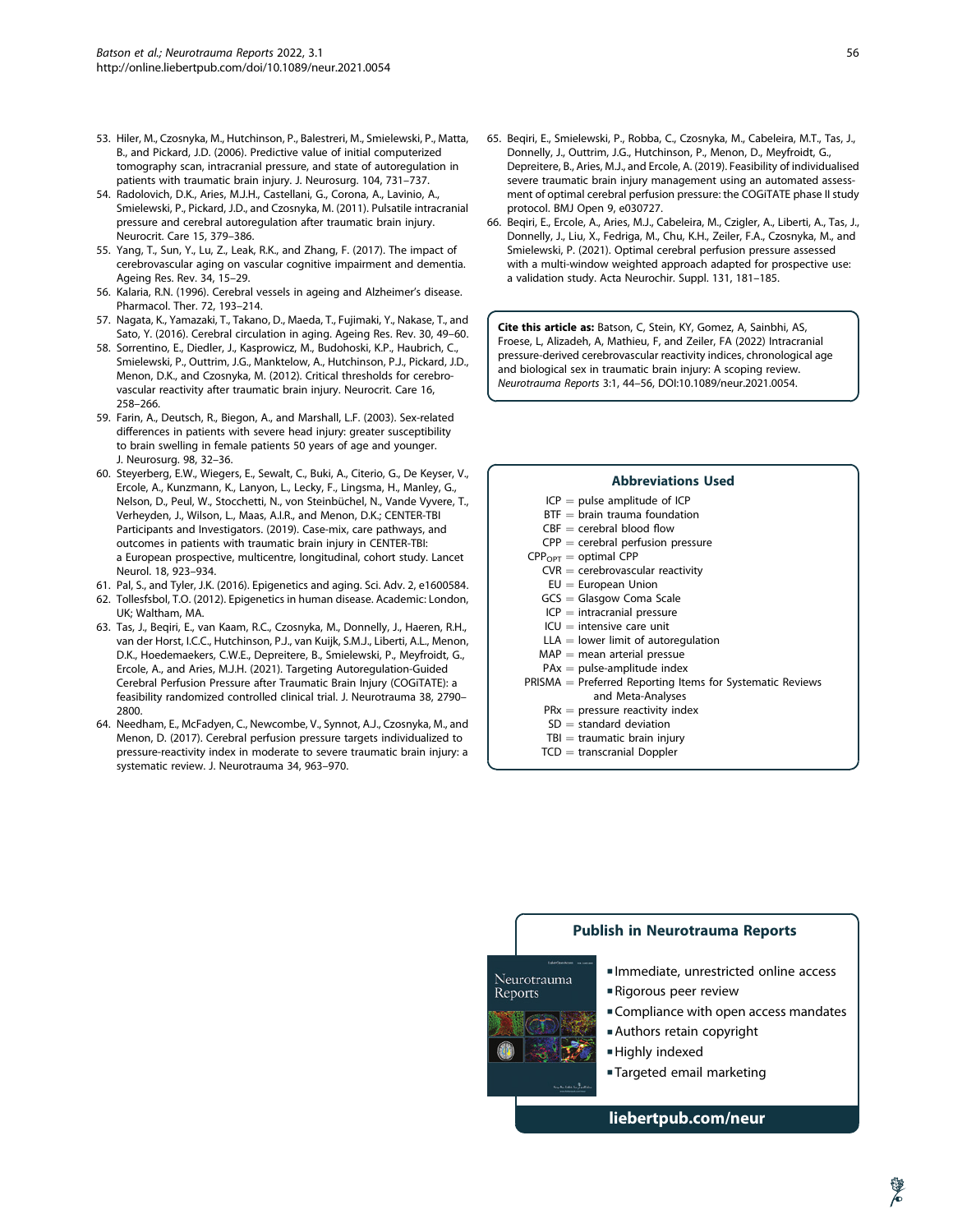53. Hiler, M., Czosnyka, M., Hutchinson, P., Balestreri, M., Smielewski, P., Matta, B., and Pickard, J.D. (2006). Predictive value of initial computerized tomography scan, intracranial pressure, and state of autoregulation in patients with traumatic brain injury. J. Neurosurg. 104, 731–737.
54. Radolovich, D.K., Aries, M.J.H., Castellani, G., Corona, A., Lavinio, A., Smielewski, P., Pickard, J.D., and Czosnyka, M. (2011). Pulsatile intracranial pressure and cerebral autoregulation after traumatic brain injury. Neurocrit. Care 15, 379–386.
55. Yang, T., Sun, Y., Lu, Z., Leak, R.K., and Zhang, F. (2017). The impact of cerebrovascular aging on vascular cognitive impairment and dementia. Ageing Res. Rev. 34, 15–29.
56. Kalaria, R.N. (1996). Cerebral vessels in ageing and Alzheimer's disease. Pharmacol. Ther. 72, 193–214.
57. Nagata, K., Yamazaki, T., Takano, D., Maeda, T., Fujimaki, Y., Nakase, T., and Sato, Y. (2016). Cerebral circulation in aging. Ageing Res. Rev. 30, 49–60.
58. Sorrentino, E., Diedler, J., Kasprowicz, M., Budohoski, K.P., Haubrich, C., Smielewski, P., Outtrim, J.G., Manktelow, A., Hutchinson, P.J., Pickard, J.D., Menon, D.K., and Czosnyka, M. (2012). Critical thresholds for cerebrovascular reactivity after traumatic brain injury. Neurocrit. Care 16, 258–266.
59. Farin, A., Deutsch, R., Biegon, A., and Marshall, L.F. (2003). Sex-related differences in patients with severe head injury: greater susceptibility to brain swelling in female patients 50 years of age and younger. J. Neurosurg. 98, 32–36.
60. Steyerberg, E.W., Wiegers, E., Sewalt, C., Buki, A., Citerio, G., De Keyser, V., Ercole, A., Kunzmann, K., Lanyon, L., Lecky, F., Lingsma, H., Manley, G., Nelson, D., Peul, W., Stocchetti, N., von Steinbüchel, N., Vande Vyvere, T., Verheyden, J., Wilson, L., Maas, A.I.R., and Menon, D.K.; CENTER-TBI Participants and Investigators. (2019). Case-mix, care pathways, and outcomes in patients with traumatic brain injury in CENTER-TBI: a European prospective, multicentre, longitudinal, cohort study. Lancet Neurol. 18, 923–934.
61. Pal, S., and Tyler, J.K. (2016). Epigenetics and aging. Sci. Adv. 2, e1600584.
62. Tollesfsbol, T.O. (2012). Epigenetics in human disease. Academic: London, UK; Waltham, MA.
63. Tas, J., Beqiri, E., van Kaam, R.C., Czosnyka, M., Donnelly, J., Haeren, R.H., van der Horst, I.C.C., Hutchinson, P.J., van Kuijk, S.M.J., Liberti, A.L., Menon, D.K., Hoedemaekers, C.W.E., Depreitere, B., Smielewski, P., Meyfroidt, G., Ercole, A., and Aries, M.J.H. (2021). Targeting Autoregulation-Guided Cerebral Perfusion Pressure after Traumatic Brain Injury (COGiTATE): a feasibility randomized controlled clinical trial. J. Neurotrauma 38, 2790–2800.
64. Needham, E., McFadyen, C., Newcombe, V., Synnot, A.J., Czosnyka, M., and Menon, D. (2017). Cerebral perfusion pressure targets individualized to pressure-reactivity index in moderate to severe traumatic brain injury: a systematic review. J. Neurotrauma 34, 963–970.
65. Beqiri, E., Smielewski, P., Robba, C., Czosnyka, M., Cabeleira, M.T., Tas, J., Donnelly, J., Outtrim, J.G., Hutchinson, P., Menon, D., Meyfroidt, G., Depreitere, B., Aries, M.J., and Ercole, A. (2019). Feasibility of individualised severe traumatic brain injury management using an automated assessment of optimal cerebral perfusion pressure: the COGiTATE phase II study protocol. BMJ Open 9, e030727.
66. Beqiri, E., Ercole, A., Aries, M.J., Cabeleira, M., Czigler, A., Liberti, A., Tas, J., Donnelly, J., Liu, X., Fedriga, M., Chu, K.H., Zeiler, F.A., Czosnyka, M., and Smielewski, P. (2021). Optimal cerebral perfusion pressure assessed with a multi-window weighted approach adapted for prospective use: a validation study. Acta Neurochir. Suppl. 131, 181–185.

**Cite this article as:** Batson, C, Stein, KY, Gomez, A, Sainbhi, AS, Froese, L, Alizadeh, A, Mathieu, F, and Zeiler, FA (2022) Intracranial pressure-derived cerebrovascular reactivity indices, chronological age and biological sex in traumatic brain injury: A scoping review. *Neurotrauma Reports* 3:1, 44–56, DOI:10.1089/neur.2021.0054.

## Abbreviations Used

ICP = pulse amplitude of ICP
BTF = brain trauma foundation
CBF = cerebral blood flow
CPP = cerebral perfusion pressure
$CPP_{OPT}$ = optimal CPP
CVR = cerebrovascular reactivity
EU = European Union
GCS = Glasgow Coma Scale
ICP = intracranial pressure
ICU = intensive care unit
LLA = lower limit of autoregulation
MAP = mean arterial pressue
PAx = pulse-amplitude index
PRISMA = Preferred Reporting Items for Systematic Reviews and Meta-Analyses
PRx = pressure reactivity index
SD = standard deviation
TBI = traumatic brain injury
TCD = transcranial Doppler

## Publish in Neurotrauma Reports

- Immediate, unrestricted online access
- Rigorous peer review
- Compliance with open access mandates
- Authors retain copyright
- Highly indexed
- Targeted email marketing

**liebertpub.com/neur**